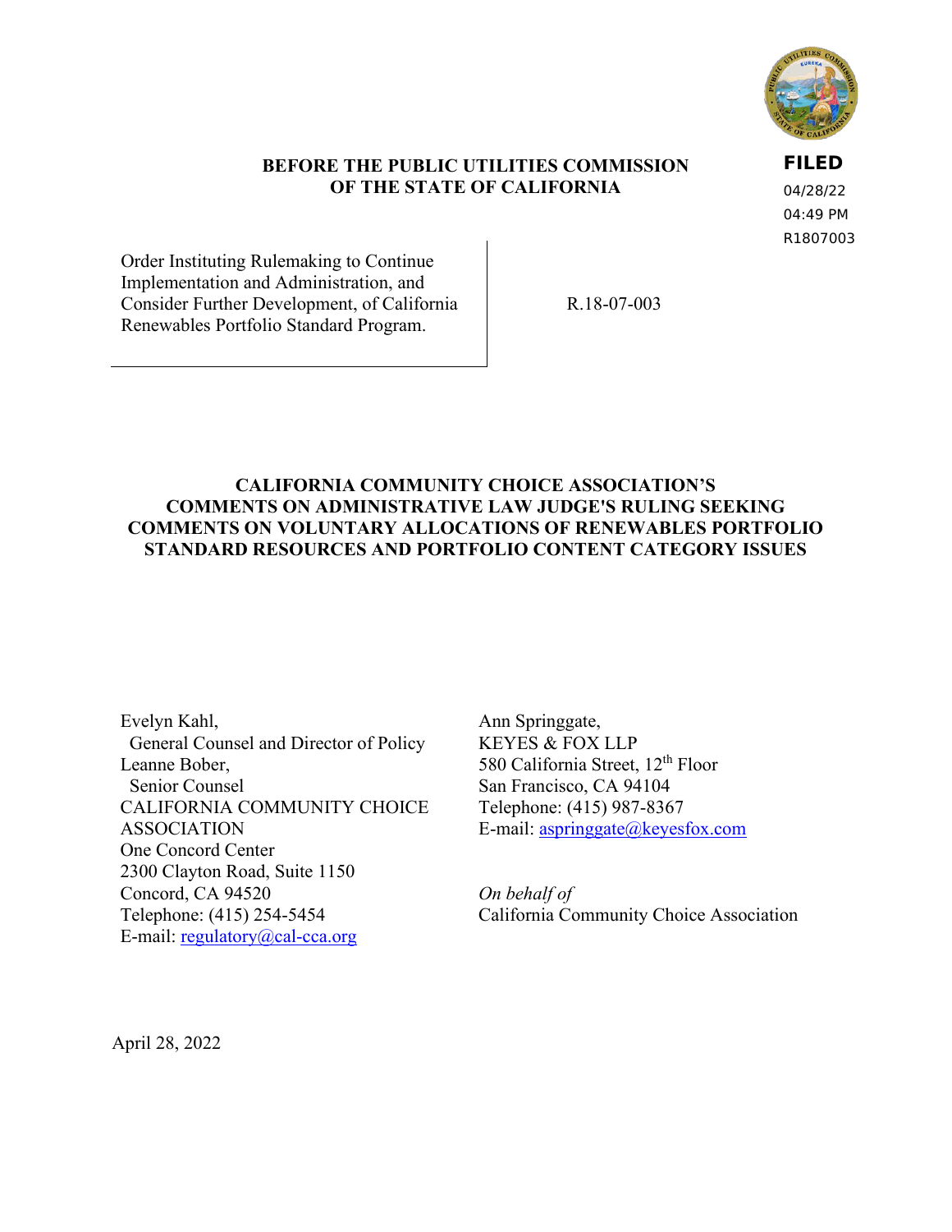FILED
04/28/22
04:49 PM
R1807003

**BEFORE THE PUBLIC UTILITIES COMMISSION OF THE STATE OF CALIFORNIA**

| | |
|---|---|
| Order Instituting Rulemaking to Continue Implementation and Administration, and Consider Further Development, of California Renewables Portfolio Standard Program. | R.18-07-003 |

# CALIFORNIA COMMUNITY CHOICE ASSOCIATION'S COMMENTS ON ADMINISTRATIVE LAW JUDGE'S RULING SEEKING COMMENTS ON VOLUNTARY ALLOCATIONS OF RENEWABLES PORTFOLIO STANDARD RESOURCES AND PORTFOLIO CONTENT CATEGORY ISSUES

Evelyn Kahl,
General Counsel and Director of Policy
Leanne Bober,
Senior Counsel
CALIFORNIA COMMUNITY CHOICE ASSOCIATION
One Concord Center
2300 Clayton Road, Suite 1150
Concord, CA 94520
Telephone: (415) 254-5454
E-mail: regulatory@cal-cca.org

Ann Springgate,
KEYES & FOX LLP
580 California Street, 12th Floor
San Francisco, CA 94104
Telephone: (415) 987-8367
E-mail: aspringgate@keyesfox.com

*On behalf of*
California Community Choice Association

April 28, 2022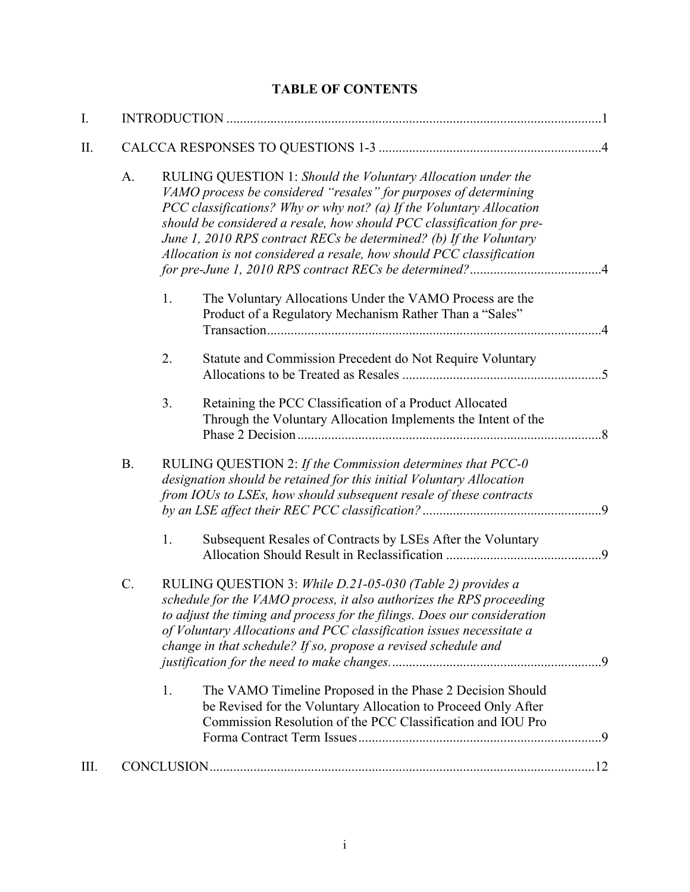# TABLE OF CONTENTS

I. INTRODUCTION ............................................................................................................1

II. CALCCA RESPONSES TO QUESTIONS 1-3 ....................................................................4

- A. RULING QUESTION 1: *Should the Voluntary Allocation under the VAMO process be considered "resales" for purposes of determining PCC classifications? Why or why not? (a) If the Voluntary Allocation should be considered a resale, how should PCC classification for pre-June 1, 2010 RPS contract RECs be determined? (b) If the Voluntary Allocation is not considered a resale, how should PCC classification for pre-June 1, 2010 RPS contract RECs be determined?* .......................................4
  1. The Voluntary Allocations Under the VAMO Process are the Product of a Regulatory Mechanism Rather Than a "Sales" Transaction....................................................................................................4
  2. Statute and Commission Precedent do Not Require Voluntary Allocations to be Treated as Resales ...........................................................5
  3. Retaining the PCC Classification of a Product Allocated Through the Voluntary Allocation Implements the Intent of the Phase 2 Decision...........................................................................................8
- B. RULING QUESTION 2: *If the Commission determines that PCC-0 designation should be retained for this initial Voluntary Allocation from IOUs to LSEs, how should subsequent resale of these contracts by an LSE affect their REC PCC classification?* .....................................................9
  1. Subsequent Resales of Contracts by LSEs After the Voluntary Allocation Should Result in Reclassification ..............................................9
- C. RULING QUESTION 3: *While D.21-05-030 (Table 2) provides a schedule for the VAMO process, it also authorizes the RPS proceeding to adjust the timing and process for the filings. Does our consideration of Voluntary Allocations and PCC classification issues necessitate a change in that schedule? If so, propose a revised schedule and justification for the need to make changes.* ..............................................................9
  1. The VAMO Timeline Proposed in the Phase 2 Decision Should be Revised for the Voluntary Allocation to Proceed Only After Commission Resolution of the PCC Classification and IOU Pro Forma Contract Term Issues.........................................................................9

III. CONCLUSION.................................................................................................................12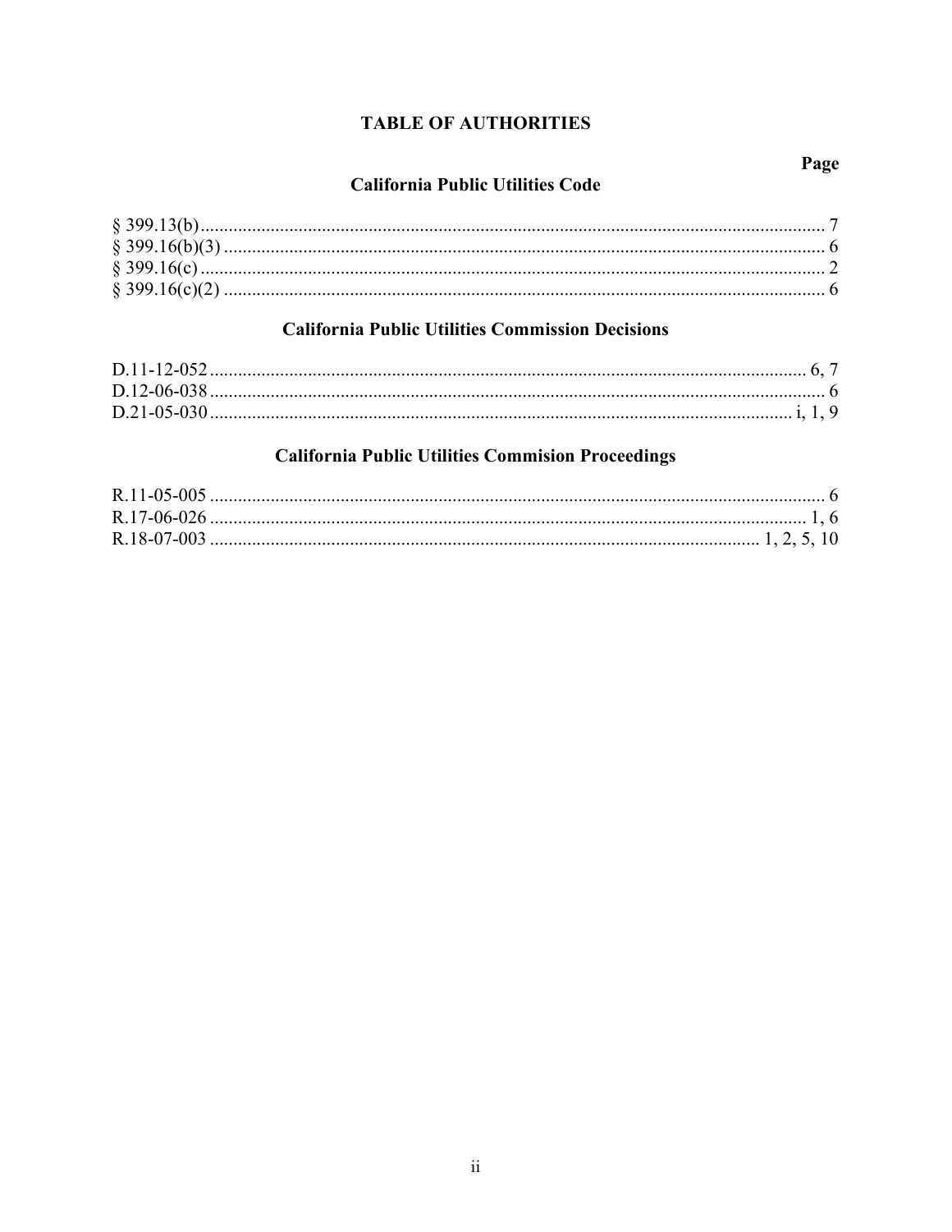# TABLE OF AUTHORITIES

| | Page |
|---|---|
| **California Public Utilities Code** | |
| § 399.13(b) | 7 |
| § 399.16(b)(3) | 6 |
| § 399.16(c) | 2 |
| § 399.16(c)(2) | 6 |
| **California Public Utilities Commission Decisions** | |
| D.11-12-052 | 6, 7 |
| D.12-06-038 | 6 |
| D.21-05-030 | i, 1, 9 |
| **California Public Utilities Commision Proceedings** | |
| R.11-05-005 | 6 |
| R.17-06-026 | 1, 6 |
| R.18-07-003 | 1, 2, 5, 10 |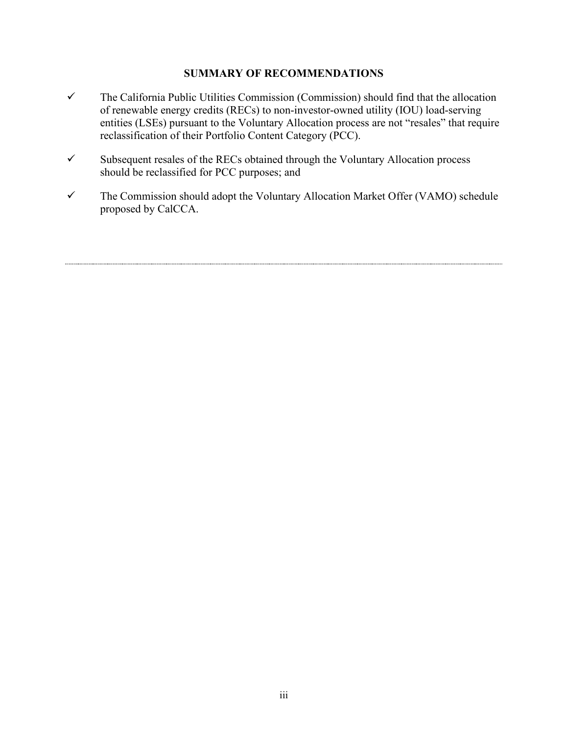## SUMMARY OF RECOMMENDATIONS

- ✓ The California Public Utilities Commission (Commission) should find that the allocation of renewable energy credits (RECs) to non-investor-owned utility (IOU) load-serving entities (LSEs) pursuant to the Voluntary Allocation process are not "resales" that require reclassification of their Portfolio Content Category (PCC).
- ✓ Subsequent resales of the RECs obtained through the Voluntary Allocation process should be reclassified for PCC purposes; and
- ✓ The Commission should adopt the Voluntary Allocation Market Offer (VAMO) schedule proposed by CalCCA.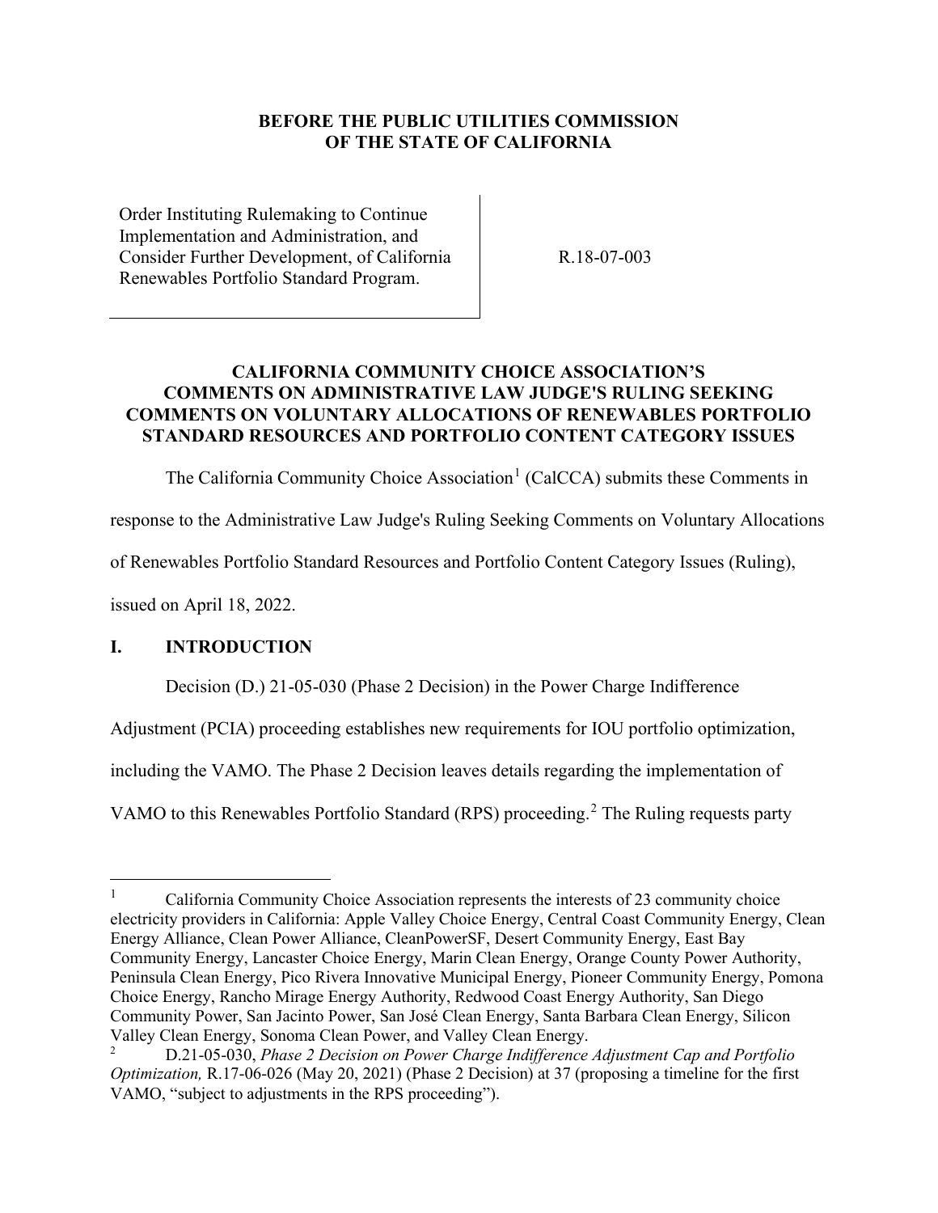**BEFORE THE PUBLIC UTILITIES COMMISSION OF THE STATE OF CALIFORNIA**

| | |
|---|---|
| Order Instituting Rulemaking to Continue Implementation and Administration, and Consider Further Development, of California Renewables Portfolio Standard Program. | R.18-07-003 |

**CALIFORNIA COMMUNITY CHOICE ASSOCIATION'S COMMENTS ON ADMINISTRATIVE LAW JUDGE'S RULING SEEKING COMMENTS ON VOLUNTARY ALLOCATIONS OF RENEWABLES PORTFOLIO STANDARD RESOURCES AND PORTFOLIO CONTENT CATEGORY ISSUES**

The California Community Choice Association[1] (CalCCA) submits these Comments in response to the Administrative Law Judge's Ruling Seeking Comments on Voluntary Allocations of Renewables Portfolio Standard Resources and Portfolio Content Category Issues (Ruling), issued on April 18, 2022.

## I. INTRODUCTION

Decision (D.) 21-05-030 (Phase 2 Decision) in the Power Charge Indifference Adjustment (PCIA) proceeding establishes new requirements for IOU portfolio optimization, including the VAMO. The Phase 2 Decision leaves details regarding the implementation of VAMO to this Renewables Portfolio Standard (RPS) proceeding.[2] The Ruling requests party

---

[1] California Community Choice Association represents the interests of 23 community choice electricity providers in California: Apple Valley Choice Energy, Central Coast Community Energy, Clean Energy Alliance, Clean Power Alliance, CleanPowerSF, Desert Community Energy, East Bay Community Energy, Lancaster Choice Energy, Marin Clean Energy, Orange County Power Authority, Peninsula Clean Energy, Pico Rivera Innovative Municipal Energy, Pioneer Community Energy, Pomona Choice Energy, Rancho Mirage Energy Authority, Redwood Coast Energy Authority, San Diego Community Power, San Jacinto Power, San José Clean Energy, Santa Barbara Clean Energy, Silicon Valley Clean Energy, Sonoma Clean Power, and Valley Clean Energy.

[2] D.21-05-030, *Phase 2 Decision on Power Charge Indifference Adjustment Cap and Portfolio Optimization,* R.17-06-026 (May 20, 2021) (Phase 2 Decision) at 37 (proposing a timeline for the first VAMO, "subject to adjustments in the RPS proceeding").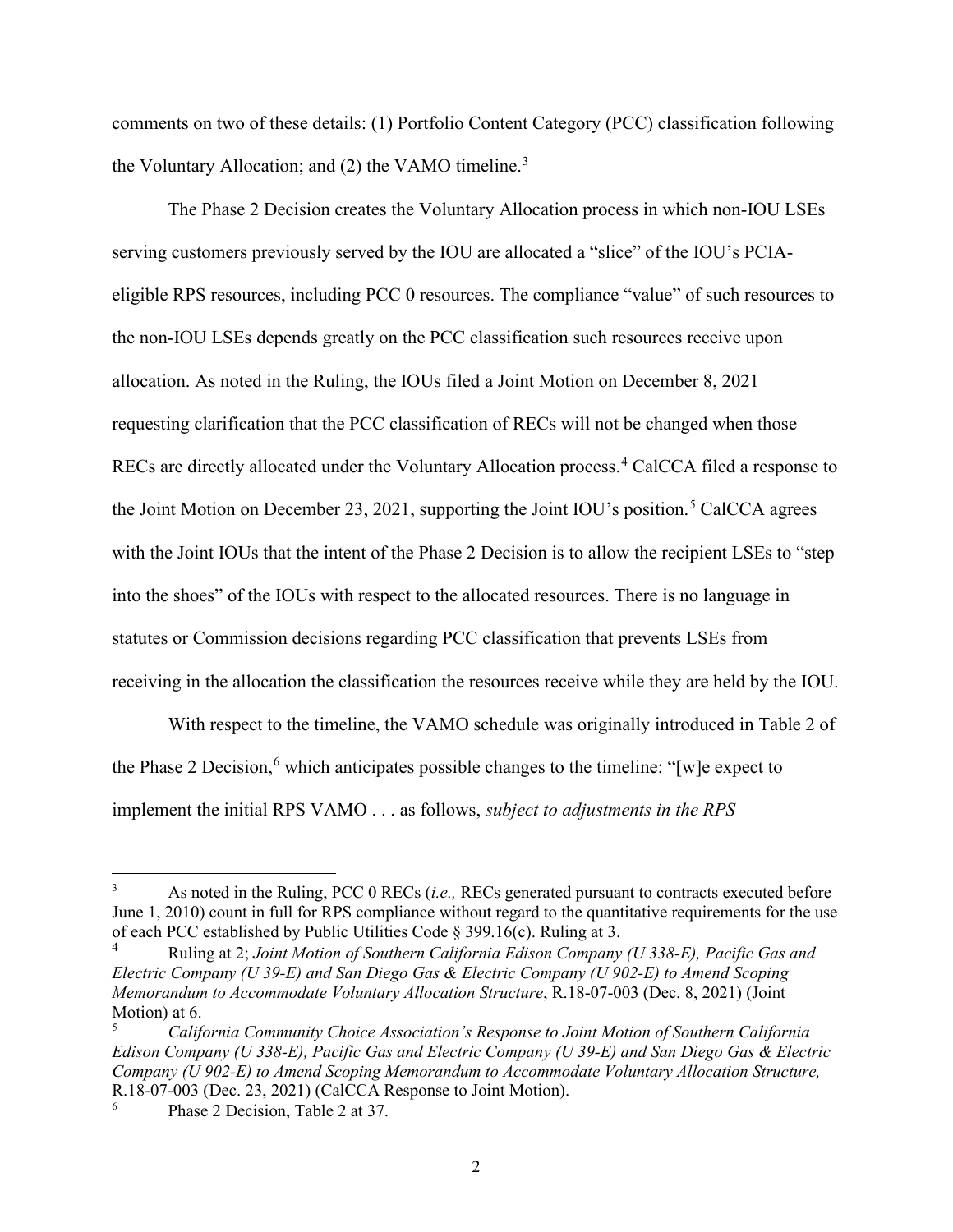comments on two of these details: (1) Portfolio Content Category (PCC) classification following the Voluntary Allocation; and (2) the VAMO timeline.[3]

The Phase 2 Decision creates the Voluntary Allocation process in which non-IOU LSEs serving customers previously served by the IOU are allocated a "slice" of the IOU's PCIA-eligible RPS resources, including PCC 0 resources. The compliance "value" of such resources to the non-IOU LSEs depends greatly on the PCC classification such resources receive upon allocation. As noted in the Ruling, the IOUs filed a Joint Motion on December 8, 2021 requesting clarification that the PCC classification of RECs will not be changed when those RECs are directly allocated under the Voluntary Allocation process.[4] CalCCA filed a response to the Joint Motion on December 23, 2021, supporting the Joint IOU's position.[5] CalCCA agrees with the Joint IOUs that the intent of the Phase 2 Decision is to allow the recipient LSEs to "step into the shoes" of the IOUs with respect to the allocated resources. There is no language in statutes or Commission decisions regarding PCC classification that prevents LSEs from receiving in the allocation the classification the resources receive while they are held by the IOU.

With respect to the timeline, the VAMO schedule was originally introduced in Table 2 of the Phase 2 Decision,[6] which anticipates possible changes to the timeline: "[w]e expect to implement the initial RPS VAMO . . . as follows, *subject to adjustments in the RPS*

---

[3] As noted in the Ruling, PCC 0 RECs (*i.e.,* RECs generated pursuant to contracts executed before June 1, 2010) count in full for RPS compliance without regard to the quantitative requirements for the use of each PCC established by Public Utilities Code § 399.16(c). Ruling at 3.

[4] Ruling at 2; *Joint Motion of Southern California Edison Company (U 338-E), Pacific Gas and Electric Company (U 39-E) and San Diego Gas & Electric Company (U 902-E) to Amend Scoping Memorandum to Accommodate Voluntary Allocation Structure*, R.18-07-003 (Dec. 8, 2021) (Joint Motion) at 6.

[5] *California Community Choice Association's Response to Joint Motion of Southern California Edison Company (U 338-E), Pacific Gas and Electric Company (U 39-E) and San Diego Gas & Electric Company (U 902-E) to Amend Scoping Memorandum to Accommodate Voluntary Allocation Structure,* R.18-07-003 (Dec. 23, 2021) (CalCCA Response to Joint Motion).

[6] Phase 2 Decision, Table 2 at 37.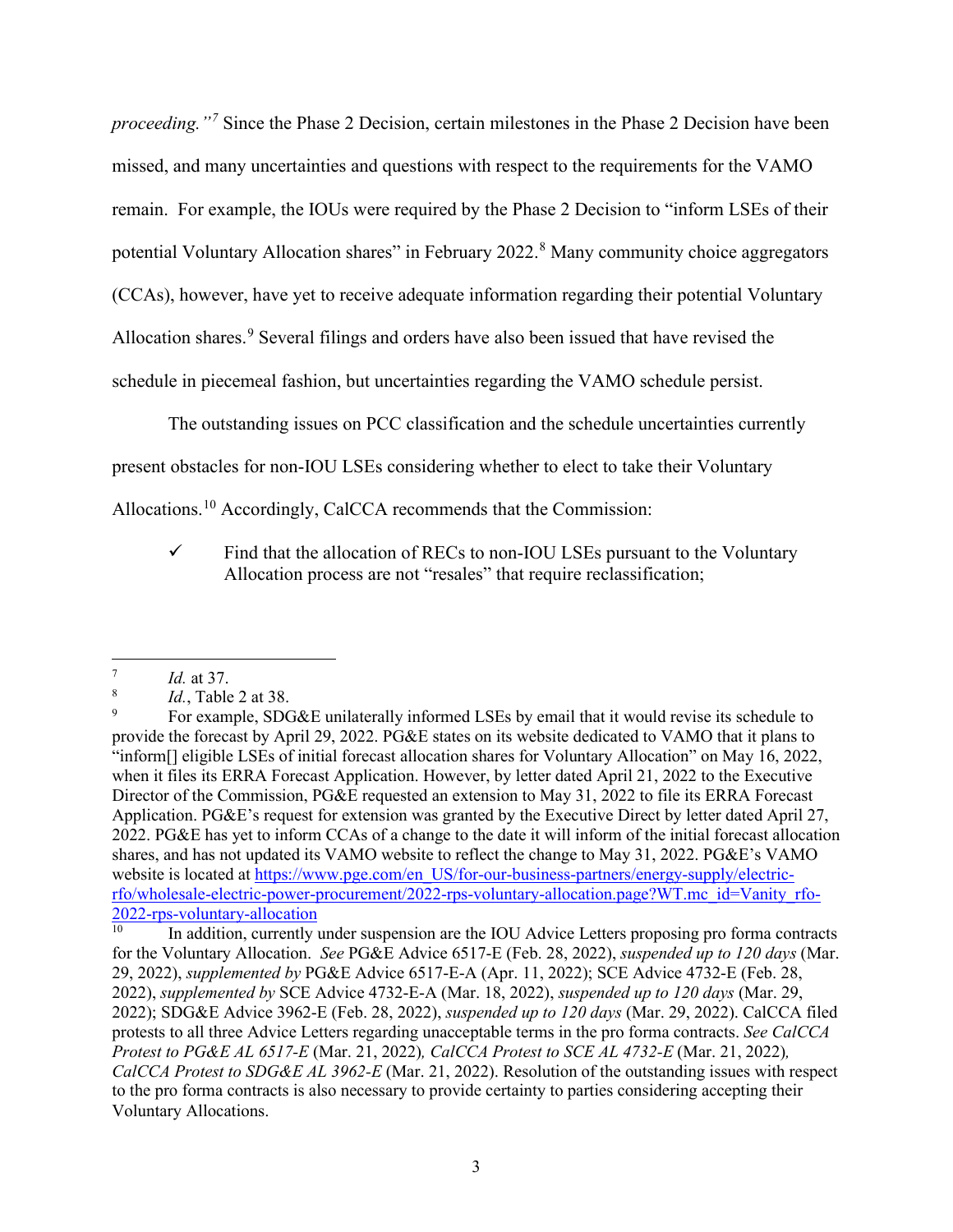*proceeding."*[7] Since the Phase 2 Decision, certain milestones in the Phase 2 Decision have been missed, and many uncertainties and questions with respect to the requirements for the VAMO remain. For example, the IOUs were required by the Phase 2 Decision to "inform LSEs of their potential Voluntary Allocation shares" in February 2022.[8] Many community choice aggregators (CCAs), however, have yet to receive adequate information regarding their potential Voluntary Allocation shares.[9] Several filings and orders have also been issued that have revised the schedule in piecemeal fashion, but uncertainties regarding the VAMO schedule persist.

The outstanding issues on PCC classification and the schedule uncertainties currently present obstacles for non-IOU LSEs considering whether to elect to take their Voluntary Allocations.[10] Accordingly, CalCCA recommends that the Commission:

- ✓ Find that the allocation of RECs to non-IOU LSEs pursuant to the Voluntary Allocation process are not "resales" that require reclassification;

---

[7] *Id.* at 37.

[8] *Id.*, Table 2 at 38.

[9] For example, SDG&E unilaterally informed LSEs by email that it would revise its schedule to provide the forecast by April 29, 2022. PG&E states on its website dedicated to VAMO that it plans to "inform[] eligible LSEs of initial forecast allocation shares for Voluntary Allocation" on May 16, 2022, when it files its ERRA Forecast Application. However, by letter dated April 21, 2022 to the Executive Director of the Commission, PG&E requested an extension to May 31, 2022 to file its ERRA Forecast Application. PG&E's request for extension was granted by the Executive Direct by letter dated April 27, 2022. PG&E has yet to inform CCAs of a change to the date it will inform of the initial forecast allocation shares, and has not updated its VAMO website to reflect the change to May 31, 2022. PG&E's VAMO website is located at https://www.pge.com/en_US/for-our-business-partners/energy-supply/electric-rfo/wholesale-electric-power-procurement/2022-rps-voluntary-allocation.page?WT.mc_id=Vanity_rfo-2022-rps-voluntary-allocation

[10] In addition, currently under suspension are the IOU Advice Letters proposing pro forma contracts for the Voluntary Allocation. *See* PG&E Advice 6517-E (Feb. 28, 2022), *suspended up to 120 days* (Mar. 29, 2022), *supplemented by* PG&E Advice 6517-E-A (Apr. 11, 2022); SCE Advice 4732-E (Feb. 28, 2022), *supplemented by* SCE Advice 4732-E-A (Mar. 18, 2022), *suspended up to 120 days* (Mar. 29, 2022); SDG&E Advice 3962-E (Feb. 28, 2022), *suspended up to 120 days* (Mar. 29, 2022). CalCCA filed protests to all three Advice Letters regarding unacceptable terms in the pro forma contracts. *See CalCCA Protest to PG&E AL 6517-E* (Mar. 21, 2022), *CalCCA Protest to SCE AL 4732-E* (Mar. 21, 2022), *CalCCA Protest to SDG&E AL 3962-E* (Mar. 21, 2022). Resolution of the outstanding issues with respect to the pro forma contracts is also necessary to provide certainty to parties considering accepting their Voluntary Allocations.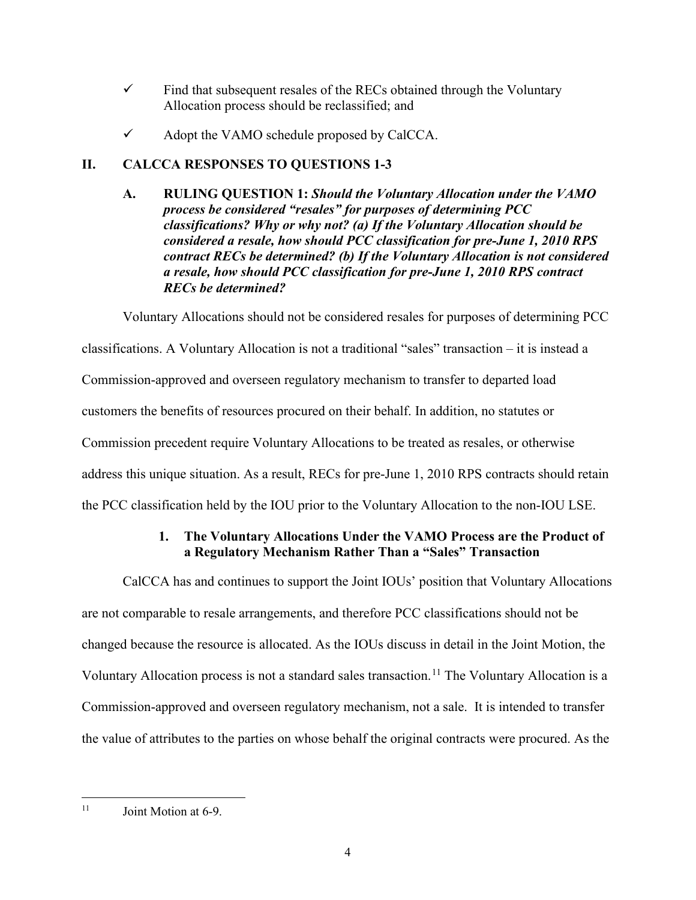- ✓ Find that subsequent resales of the RECs obtained through the Voluntary Allocation process should be reclassified; and
- ✓ Adopt the VAMO schedule proposed by CalCCA.

## II. CALCCA RESPONSES TO QUESTIONS 1-3

### A. RULING QUESTION 1: *Should the Voluntary Allocation under the VAMO process be considered "resales" for purposes of determining PCC classifications? Why or why not? (a) If the Voluntary Allocation should be considered a resale, how should PCC classification for pre-June 1, 2010 RPS contract RECs be determined? (b) If the Voluntary Allocation is not considered a resale, how should PCC classification for pre-June 1, 2010 RPS contract RECs be determined?*

Voluntary Allocations should not be considered resales for purposes of determining PCC classifications. A Voluntary Allocation is not a traditional "sales" transaction – it is instead a Commission-approved and overseen regulatory mechanism to transfer to departed load customers the benefits of resources procured on their behalf. In addition, no statutes or Commission precedent require Voluntary Allocations to be treated as resales, or otherwise address this unique situation. As a result, RECs for pre-June 1, 2010 RPS contracts should retain the PCC classification held by the IOU prior to the Voluntary Allocation to the non-IOU LSE.

#### 1. The Voluntary Allocations Under the VAMO Process are the Product of a Regulatory Mechanism Rather Than a "Sales" Transaction

CalCCA has and continues to support the Joint IOUs' position that Voluntary Allocations are not comparable to resale arrangements, and therefore PCC classifications should not be changed because the resource is allocated. As the IOUs discuss in detail in the Joint Motion, the Voluntary Allocation process is not a standard sales transaction.[11] The Voluntary Allocation is a Commission-approved and overseen regulatory mechanism, not a sale. It is intended to transfer the value of attributes to the parties on whose behalf the original contracts were procured. As the

[11] Joint Motion at 6-9.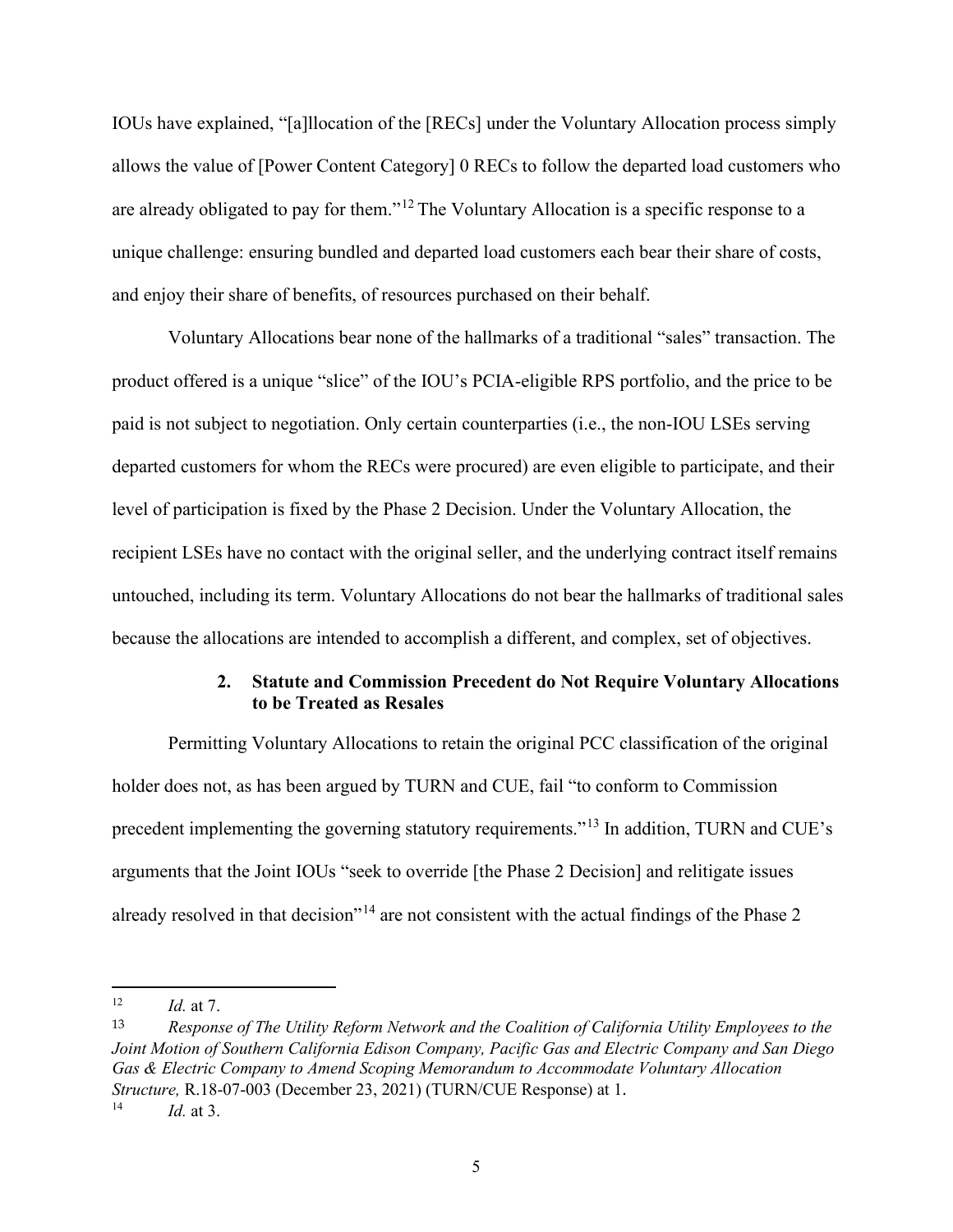IOUs have explained, "[a]llocation of the [RECs] under the Voluntary Allocation process simply allows the value of [Power Content Category] 0 RECs to follow the departed load customers who are already obligated to pay for them."[12] The Voluntary Allocation is a specific response to a unique challenge: ensuring bundled and departed load customers each bear their share of costs, and enjoy their share of benefits, of resources purchased on their behalf.

Voluntary Allocations bear none of the hallmarks of a traditional "sales" transaction. The product offered is a unique "slice" of the IOU's PCIA-eligible RPS portfolio, and the price to be paid is not subject to negotiation. Only certain counterparties (i.e., the non-IOU LSEs serving departed customers for whom the RECs were procured) are even eligible to participate, and their level of participation is fixed by the Phase 2 Decision. Under the Voluntary Allocation, the recipient LSEs have no contact with the original seller, and the underlying contract itself remains untouched, including its term. Voluntary Allocations do not bear the hallmarks of traditional sales because the allocations are intended to accomplish a different, and complex, set of objectives.

### 2. Statute and Commission Precedent do Not Require Voluntary Allocations to be Treated as Resales

Permitting Voluntary Allocations to retain the original PCC classification of the original holder does not, as has been argued by TURN and CUE, fail "to conform to Commission precedent implementing the governing statutory requirements."[13] In addition, TURN and CUE's arguments that the Joint IOUs "seek to override [the Phase 2 Decision] and relitigate issues already resolved in that decision"[14] are not consistent with the actual findings of the Phase 2

---

[12] *Id.* at 7.

[13] *Response of The Utility Reform Network and the Coalition of California Utility Employees to the Joint Motion of Southern California Edison Company, Pacific Gas and Electric Company and San Diego Gas & Electric Company to Amend Scoping Memorandum to Accommodate Voluntary Allocation Structure,* R.18-07-003 (December 23, 2021) (TURN/CUE Response) at 1.

[14] *Id.* at 3.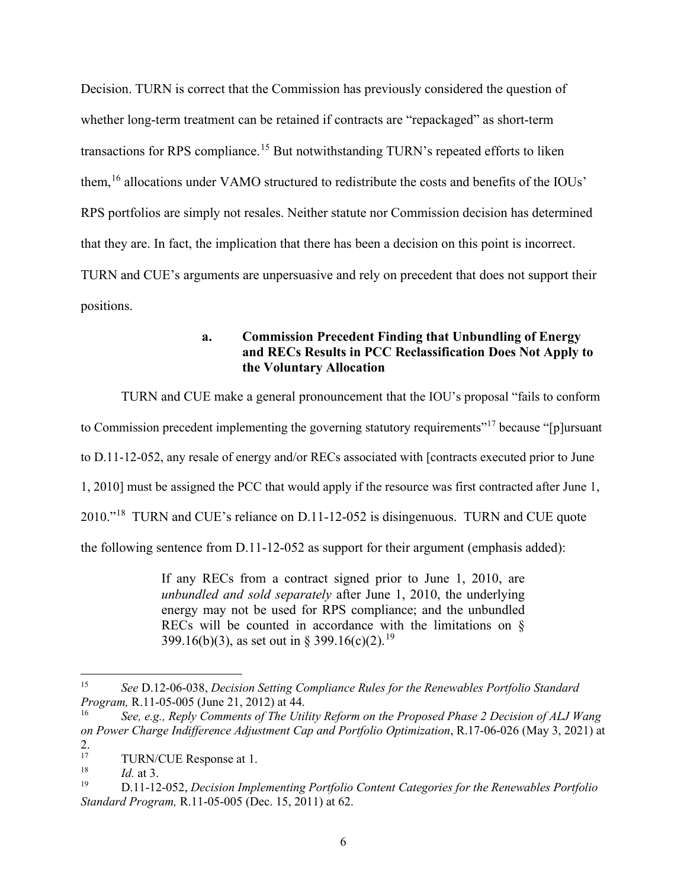Decision. TURN is correct that the Commission has previously considered the question of whether long-term treatment can be retained if contracts are "repackaged" as short-term transactions for RPS compliance.[15] But notwithstanding TURN's repeated efforts to liken them,[16] allocations under VAMO structured to redistribute the costs and benefits of the IOUs' RPS portfolios are simply not resales. Neither statute nor Commission decision has determined that they are. In fact, the implication that there has been a decision on this point is incorrect. TURN and CUE's arguments are unpersuasive and rely on precedent that does not support their positions.

### a. Commission Precedent Finding that Unbundling of Energy and RECs Results in PCC Reclassification Does Not Apply to the Voluntary Allocation

TURN and CUE make a general pronouncement that the IOU's proposal "fails to conform to Commission precedent implementing the governing statutory requirements"[17] because "[p]ursuant to D.11-12-052, any resale of energy and/or RECs associated with [contracts executed prior to June 1, 2010] must be assigned the PCC that would apply if the resource was first contracted after June 1, 2010."[18] TURN and CUE's reliance on D.11-12-052 is disingenuous. TURN and CUE quote the following sentence from D.11-12-052 as support for their argument (emphasis added):

> If any RECs from a contract signed prior to June 1, 2010, are *unbundled and sold separately* after June 1, 2010, the underlying energy may not be used for RPS compliance; and the unbundled RECs will be counted in accordance with the limitations on § 399.16(b)(3), as set out in § 399.16(c)(2).[19]

---

[15] *See* D.12-06-038, *Decision Setting Compliance Rules for the Renewables Portfolio Standard Program,* R.11-05-005 (June 21, 2012) at 44.

[16] *See, e.g., Reply Comments of The Utility Reform on the Proposed Phase 2 Decision of ALJ Wang on Power Charge Indifference Adjustment Cap and Portfolio Optimization*, R.17-06-026 (May 3, 2021) at 2.

[17] TURN/CUE Response at 1.

[18] *Id.* at 3.

[19] D.11-12-052, *Decision Implementing Portfolio Content Categories for the Renewables Portfolio Standard Program,* R.11-05-005 (Dec. 15, 2011) at 62.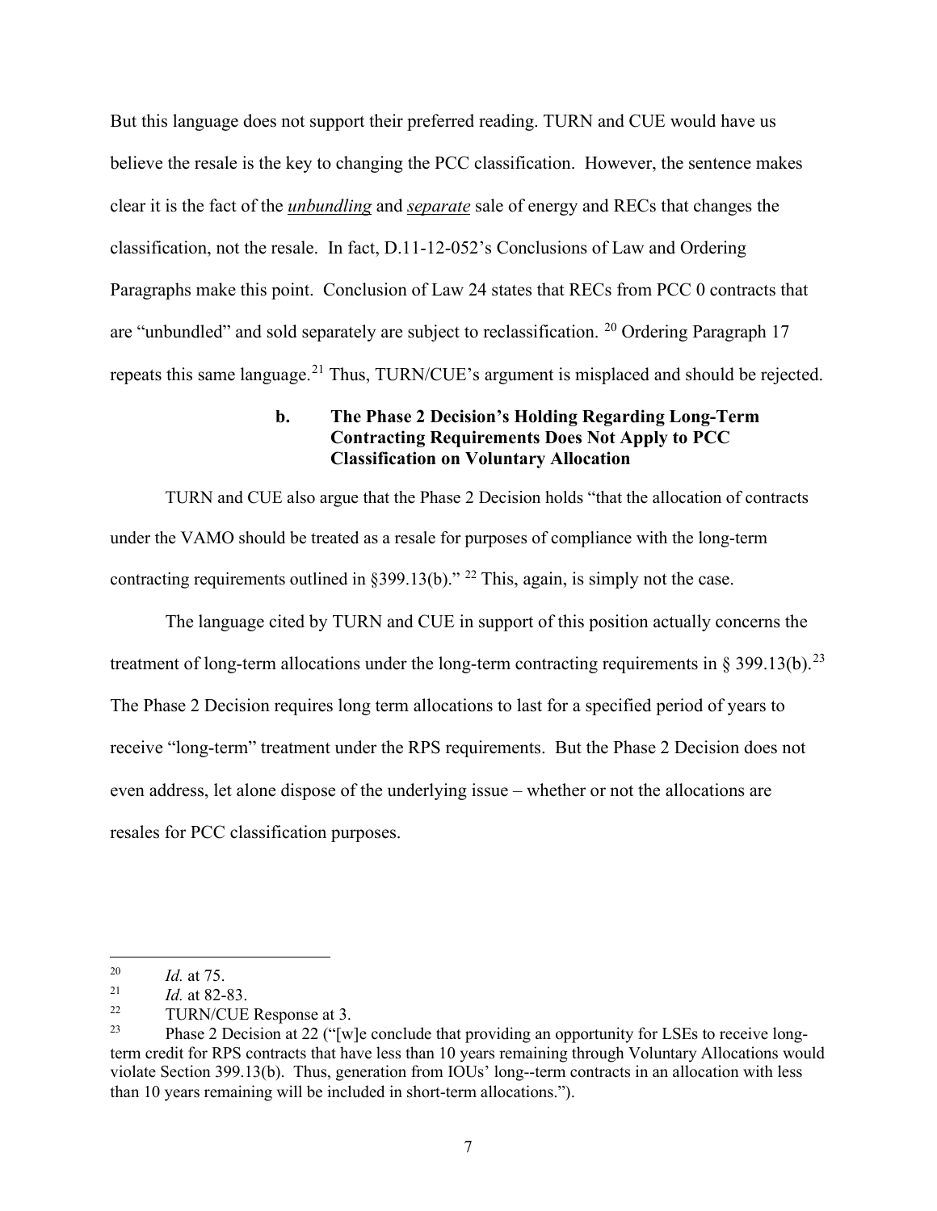But this language does not support their preferred reading. TURN and CUE would have us believe the resale is the key to changing the PCC classification. However, the sentence makes clear it is the fact of the ***unbundling*** and ***separate*** sale of energy and RECs that changes the classification, not the resale. In fact, D.11-12-052's Conclusions of Law and Ordering Paragraphs make this point. Conclusion of Law 24 states that RECs from PCC 0 contracts that are "unbundled" and sold separately are subject to reclassification. [20] Ordering Paragraph 17 repeats this same language.[21] Thus, TURN/CUE's argument is misplaced and should be rejected.

### b. The Phase 2 Decision's Holding Regarding Long-Term Contracting Requirements Does Not Apply to PCC Classification on Voluntary Allocation

TURN and CUE also argue that the Phase 2 Decision holds "that the allocation of contracts under the VAMO should be treated as a resale for purposes of compliance with the long-term contracting requirements outlined in §399.13(b)." [22] This, again, is simply not the case.

The language cited by TURN and CUE in support of this position actually concerns the treatment of long-term allocations under the long-term contracting requirements in § 399.13(b).[23] The Phase 2 Decision requires long term allocations to last for a specified period of years to receive "long-term" treatment under the RPS requirements. But the Phase 2 Decision does not even address, let alone dispose of the underlying issue – whether or not the allocations are resales for PCC classification purposes.

---

[20] *Id.* at 75.

[21] *Id.* at 82-83.

[22] TURN/CUE Response at 3.

[23] Phase 2 Decision at 22 ("[w]e conclude that providing an opportunity for LSEs to receive long-term credit for RPS contracts that have less than 10 years remaining through Voluntary Allocations would violate Section 399.13(b). Thus, generation from IOUs' long--term contracts in an allocation with less than 10 years remaining will be included in short-term allocations.").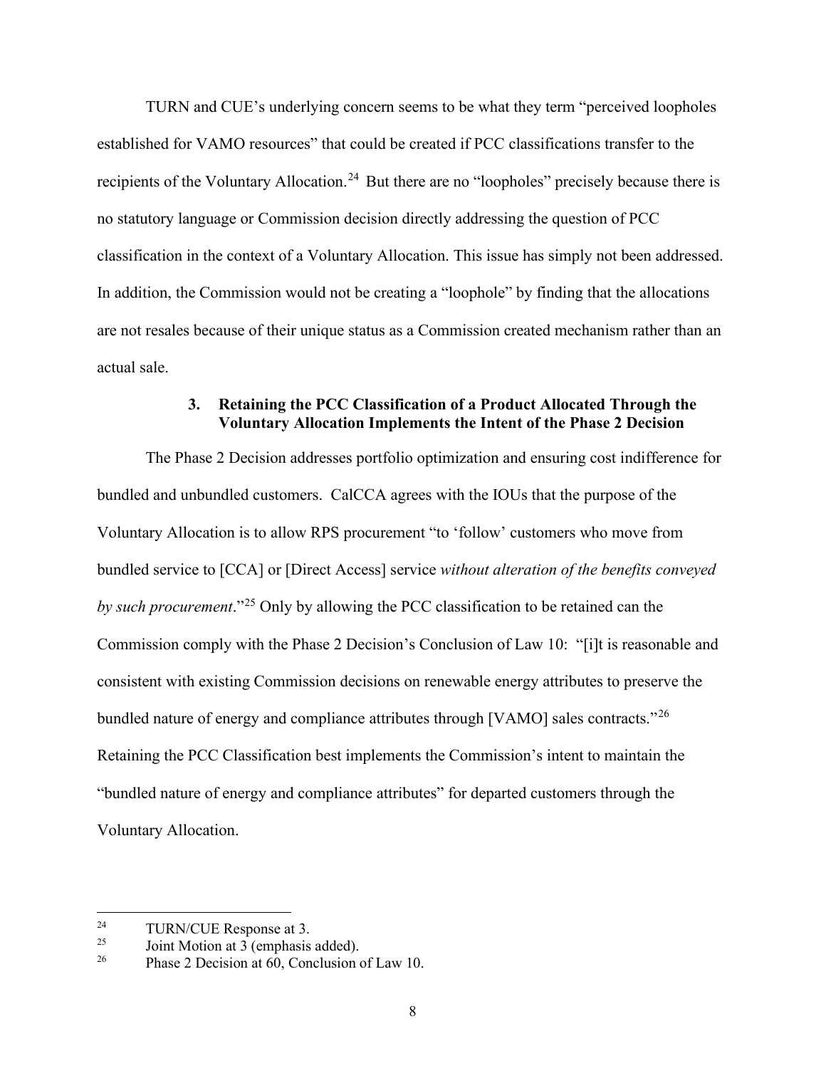TURN and CUE's underlying concern seems to be what they term "perceived loopholes established for VAMO resources" that could be created if PCC classifications transfer to the recipients of the Voluntary Allocation.[24] But there are no "loopholes" precisely because there is no statutory language or Commission decision directly addressing the question of PCC classification in the context of a Voluntary Allocation. This issue has simply not been addressed. In addition, the Commission would not be creating a "loophole" by finding that the allocations are not resales because of their unique status as a Commission created mechanism rather than an actual sale.

### 3. Retaining the PCC Classification of a Product Allocated Through the Voluntary Allocation Implements the Intent of the Phase 2 Decision

The Phase 2 Decision addresses portfolio optimization and ensuring cost indifference for bundled and unbundled customers. CalCCA agrees with the IOUs that the purpose of the Voluntary Allocation is to allow RPS procurement "to 'follow' customers who move from bundled service to [CCA] or [Direct Access] service *without alteration of the benefits conveyed by such procurement*."[25] Only by allowing the PCC classification to be retained can the Commission comply with the Phase 2 Decision's Conclusion of Law 10: "[i]t is reasonable and consistent with existing Commission decisions on renewable energy attributes to preserve the bundled nature of energy and compliance attributes through [VAMO] sales contracts."[26] Retaining the PCC Classification best implements the Commission's intent to maintain the "bundled nature of energy and compliance attributes" for departed customers through the Voluntary Allocation.

---

[24] TURN/CUE Response at 3.

[25] Joint Motion at 3 (emphasis added).

[26] Phase 2 Decision at 60, Conclusion of Law 10.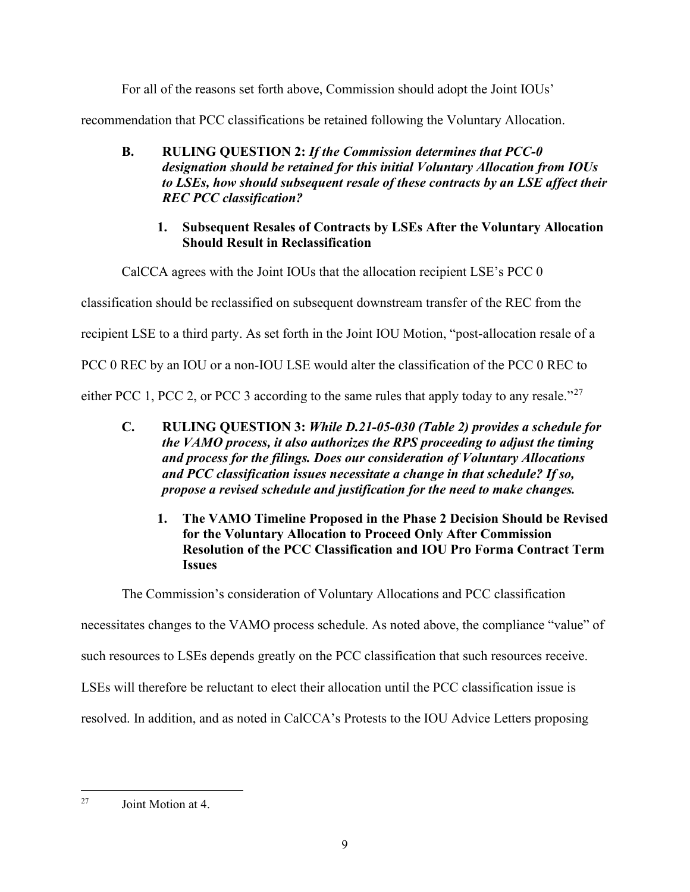For all of the reasons set forth above, Commission should adopt the Joint IOUs' recommendation that PCC classifications be retained following the Voluntary Allocation.

### B. RULING QUESTION 2: *If the Commission determines that PCC-0 designation should be retained for this initial Voluntary Allocation from IOUs to LSEs, how should subsequent resale of these contracts by an LSE affect their REC PCC classification?*

#### 1. Subsequent Resales of Contracts by LSEs After the Voluntary Allocation Should Result in Reclassification

CalCCA agrees with the Joint IOUs that the allocation recipient LSE's PCC 0 classification should be reclassified on subsequent downstream transfer of the REC from the recipient LSE to a third party. As set forth in the Joint IOU Motion, "post-allocation resale of a PCC 0 REC by an IOU or a non-IOU LSE would alter the classification of the PCC 0 REC to either PCC 1, PCC 2, or PCC 3 according to the same rules that apply today to any resale."[27]

### C. RULING QUESTION 3: *While D.21-05-030 (Table 2) provides a schedule for the VAMO process, it also authorizes the RPS proceeding to adjust the timing and process for the filings. Does our consideration of Voluntary Allocations and PCC classification issues necessitate a change in that schedule? If so, propose a revised schedule and justification for the need to make changes.*

#### 1. The VAMO Timeline Proposed in the Phase 2 Decision Should be Revised for the Voluntary Allocation to Proceed Only After Commission Resolution of the PCC Classification and IOU Pro Forma Contract Term Issues

The Commission's consideration of Voluntary Allocations and PCC classification necessitates changes to the VAMO process schedule. As noted above, the compliance "value" of such resources to LSEs depends greatly on the PCC classification that such resources receive. LSEs will therefore be reluctant to elect their allocation until the PCC classification issue is resolved. In addition, and as noted in CalCCA's Protests to the IOU Advice Letters proposing

---

[27] Joint Motion at 4.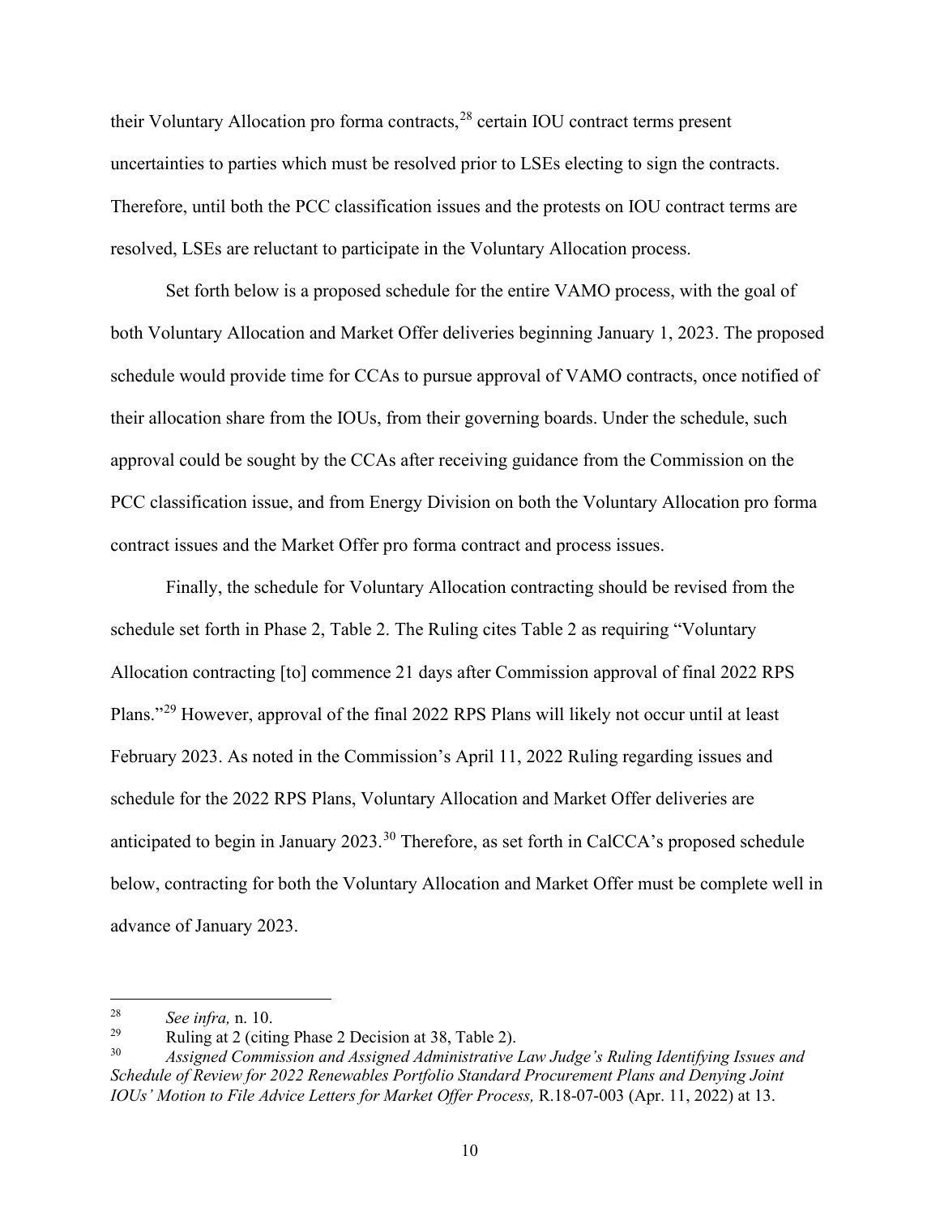their Voluntary Allocation pro forma contracts,[28] certain IOU contract terms present uncertainties to parties which must be resolved prior to LSEs electing to sign the contracts. Therefore, until both the PCC classification issues and the protests on IOU contract terms are resolved, LSEs are reluctant to participate in the Voluntary Allocation process.

Set forth below is a proposed schedule for the entire VAMO process, with the goal of both Voluntary Allocation and Market Offer deliveries beginning January 1, 2023. The proposed schedule would provide time for CCAs to pursue approval of VAMO contracts, once notified of their allocation share from the IOUs, from their governing boards. Under the schedule, such approval could be sought by the CCAs after receiving guidance from the Commission on the PCC classification issue, and from Energy Division on both the Voluntary Allocation pro forma contract issues and the Market Offer pro forma contract and process issues.

Finally, the schedule for Voluntary Allocation contracting should be revised from the schedule set forth in Phase 2, Table 2. The Ruling cites Table 2 as requiring "Voluntary Allocation contracting [to] commence 21 days after Commission approval of final 2022 RPS Plans."[29] However, approval of the final 2022 RPS Plans will likely not occur until at least February 2023. As noted in the Commission's April 11, 2022 Ruling regarding issues and schedule for the 2022 RPS Plans, Voluntary Allocation and Market Offer deliveries are anticipated to begin in January 2023.[30] Therefore, as set forth in CalCCA's proposed schedule below, contracting for both the Voluntary Allocation and Market Offer must be complete well in advance of January 2023.

---

[28] *See infra,* n. 10.

[29] Ruling at 2 (citing Phase 2 Decision at 38, Table 2).

[30] *Assigned Commission and Assigned Administrative Law Judge's Ruling Identifying Issues and Schedule of Review for 2022 Renewables Portfolio Standard Procurement Plans and Denying Joint IOUs' Motion to File Advice Letters for Market Offer Process,* R.18-07-003 (Apr. 11, 2022) at 13.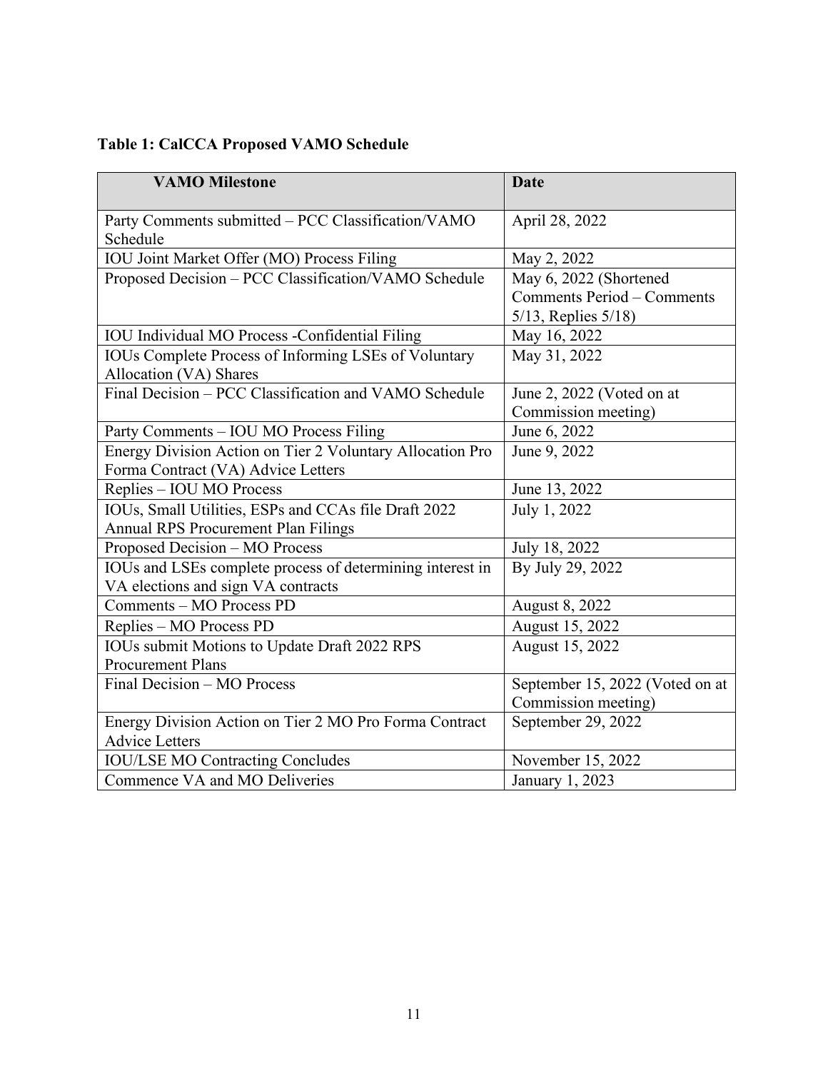**Table 1: CalCCA Proposed VAMO Schedule**

| VAMO Milestone | Date |
|---|---|
| Party Comments submitted – PCC Classification/VAMO Schedule | April 28, 2022 |
| IOU Joint Market Offer (MO) Process Filing | May 2, 2022 |
| Proposed Decision – PCC Classification/VAMO Schedule | May 6, 2022 (Shortened Comments Period – Comments 5/13, Replies 5/18) |
| IOU Individual MO Process -Confidential Filing | May 16, 2022 |
| IOUs Complete Process of Informing LSEs of Voluntary Allocation (VA) Shares | May 31, 2022 |
| Final Decision – PCC Classification and VAMO Schedule | June 2, 2022 (Voted on at Commission meeting) |
| Party Comments – IOU MO Process Filing | June 6, 2022 |
| Energy Division Action on Tier 2 Voluntary Allocation Pro Forma Contract (VA) Advice Letters | June 9, 2022 |
| Replies – IOU MO Process | June 13, 2022 |
| IOUs, Small Utilities, ESPs and CCAs file Draft 2022 Annual RPS Procurement Plan Filings | July 1, 2022 |
| Proposed Decision – MO Process | July 18, 2022 |
| IOUs and LSEs complete process of determining interest in VA elections and sign VA contracts | By July 29, 2022 |
| Comments – MO Process PD | August 8, 2022 |
| Replies – MO Process PD | August 15, 2022 |
| IOUs submit Motions to Update Draft 2022 RPS Procurement Plans | August 15, 2022 |
| Final Decision – MO Process | September 15, 2022 (Voted on at Commission meeting) |
| Energy Division Action on Tier 2 MO Pro Forma Contract Advice Letters | September 29, 2022 |
| IOU/LSE MO Contracting Concludes | November 15, 2022 |
| Commence VA and MO Deliveries | January 1, 2023 |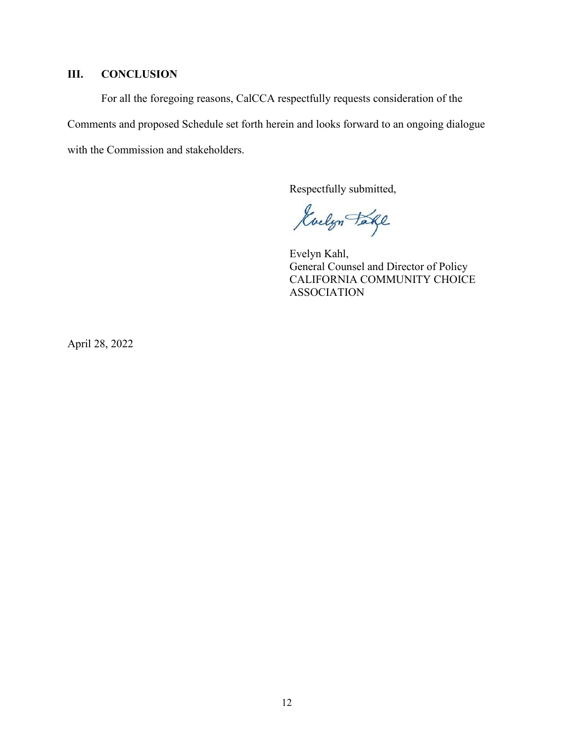## III. CONCLUSION

For all the foregoing reasons, CalCCA respectfully requests consideration of the Comments and proposed Schedule set forth herein and looks forward to an ongoing dialogue with the Commission and stakeholders.

Respectfully submitted,

Evelyn Kahl,
General Counsel and Director of Policy
CALIFORNIA COMMUNITY CHOICE ASSOCIATION

April 28, 2022